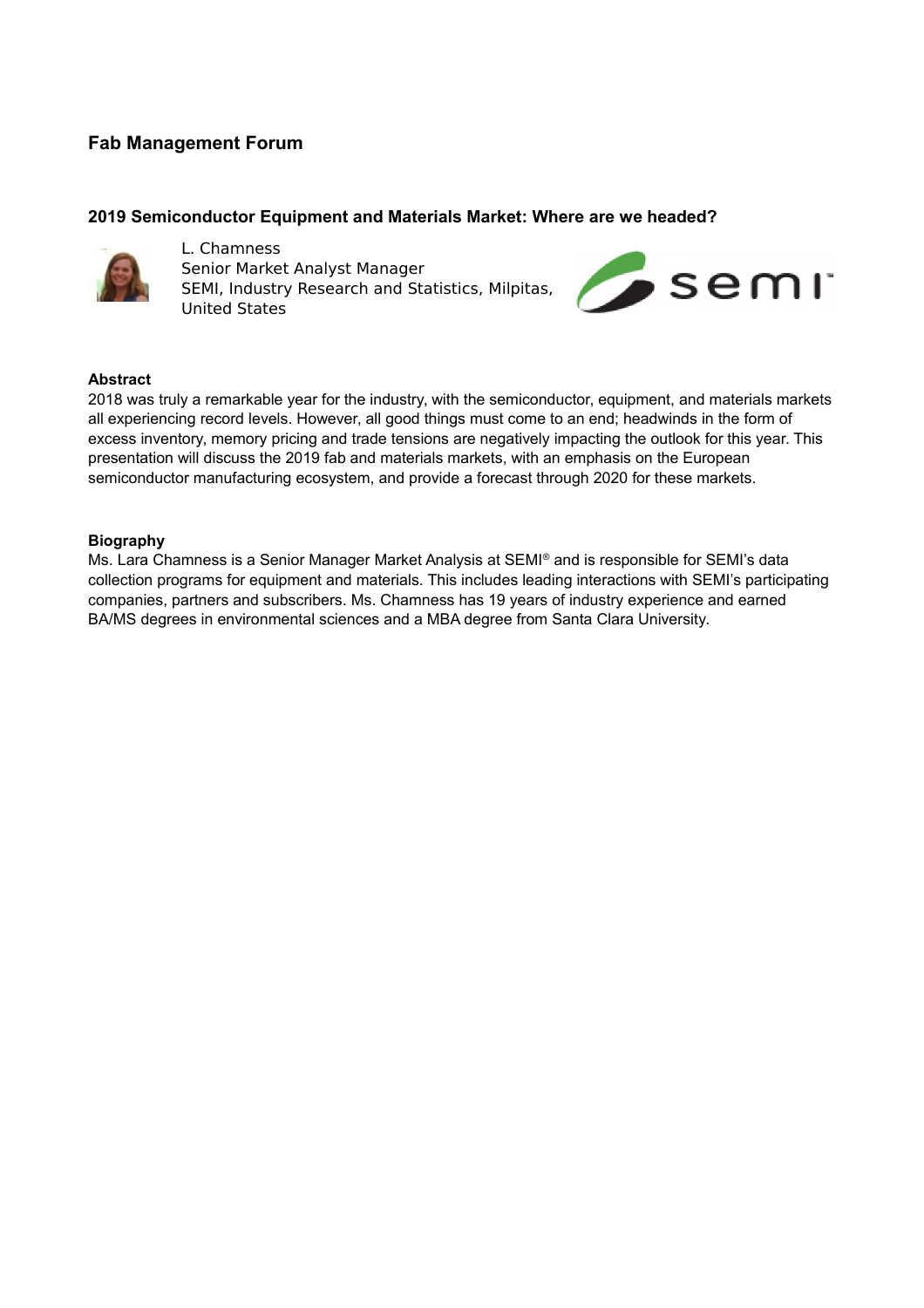## Fab Management Forum

### 2019 Semiconductor Equipment and Materials Market: Where are we headed?

L. Chamness
Senior Market Analyst Manager
SEMI, Industry Research and Statistics, Milpitas, United States

**Abstract**

2018 was truly a remarkable year for the industry, with the semiconductor, equipment, and materials markets all experiencing record levels. However, all good things must come to an end; headwinds in the form of excess inventory, memory pricing and trade tensions are negatively impacting the outlook for this year. This presentation will discuss the 2019 fab and materials markets, with an emphasis on the European semiconductor manufacturing ecosystem, and provide a forecast through 2020 for these markets.

**Biography**

Ms. Lara Chamness is a Senior Manager Market Analysis at SEMI® and is responsible for SEMI's data collection programs for equipment and materials. This includes leading interactions with SEMI's participating companies, partners and subscribers. Ms. Chamness has 19 years of industry experience and earned BA/MS degrees in environmental sciences and a MBA degree from Santa Clara University.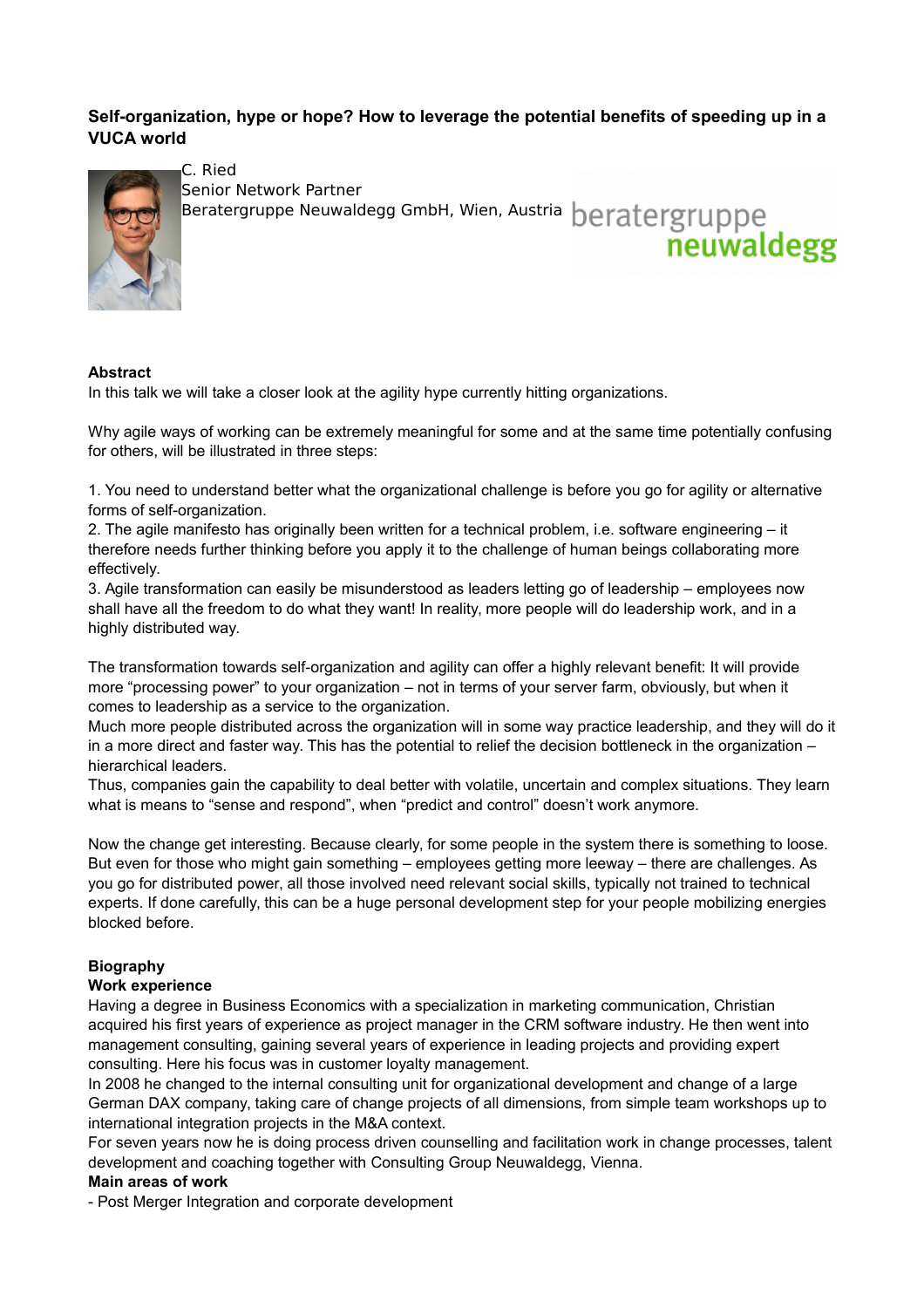# Self-organization, hype or hope? How to leverage the potential benefits of speeding up in a VUCA world

C. Ried
Senior Network Partner
Beratergruppe Neuwaldegg GmbH, Wien, Austria

beratergruppe neuwaldegg

**Abstract**

In this talk we will take a closer look at the agility hype currently hitting organizations.

Why agile ways of working can be extremely meaningful for some and at the same time potentially confusing for others, will be illustrated in three steps:

1. You need to understand better what the organizational challenge is before you go for agility or alternative forms of self-organization.
2. The agile manifesto has originally been written for a technical problem, i.e. software engineering – it therefore needs further thinking before you apply it to the challenge of human beings collaborating more effectively.
3. Agile transformation can easily be misunderstood as leaders letting go of leadership – employees now shall have all the freedom to do what they want! In reality, more people will do leadership work, and in a highly distributed way.

The transformation towards self-organization and agility can offer a highly relevant benefit: It will provide more "processing power" to your organization – not in terms of your server farm, obviously, but when it comes to leadership as a service to the organization.
Much more people distributed across the organization will in some way practice leadership, and they will do it in a more direct and faster way. This has the potential to relief the decision bottleneck in the organization – hierarchical leaders.
Thus, companies gain the capability to deal better with volatile, uncertain and complex situations. They learn what is means to "sense and respond", when "predict and control" doesn't work anymore.

Now the change get interesting. Because clearly, for some people in the system there is something to loose. But even for those who might gain something – employees getting more leeway – there are challenges. As you go for distributed power, all those involved need relevant social skills, typically not trained to technical experts. If done carefully, this can be a huge personal development step for your people mobilizing energies blocked before.

**Biography**

**Work experience**

Having a degree in Business Economics with a specialization in marketing communication, Christian acquired his first years of experience as project manager in the CRM software industry. He then went into management consulting, gaining several years of experience in leading projects and providing expert consulting. Here his focus was in customer loyalty management.
In 2008 he changed to the internal consulting unit for organizational development and change of a large German DAX company, taking care of change projects of all dimensions, from simple team workshops up to international integration projects in the M&A context.
For seven years now he is doing process driven counselling and facilitation work in change processes, talent development and coaching together with Consulting Group Neuwaldegg, Vienna.

**Main areas of work**

- Post Merger Integration and corporate development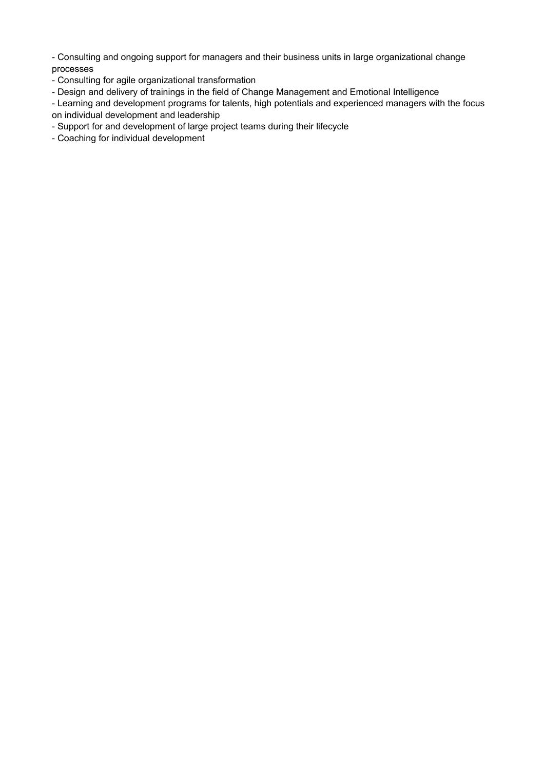- Consulting and ongoing support for managers and their business units in large organizational change processes
- Consulting for agile organizational transformation
- Design and delivery of trainings in the field of Change Management and Emotional Intelligence
- Learning and development programs for talents, high potentials and experienced managers with the focus on individual development and leadership
- Support for and development of large project teams during their lifecycle
- Coaching for individual development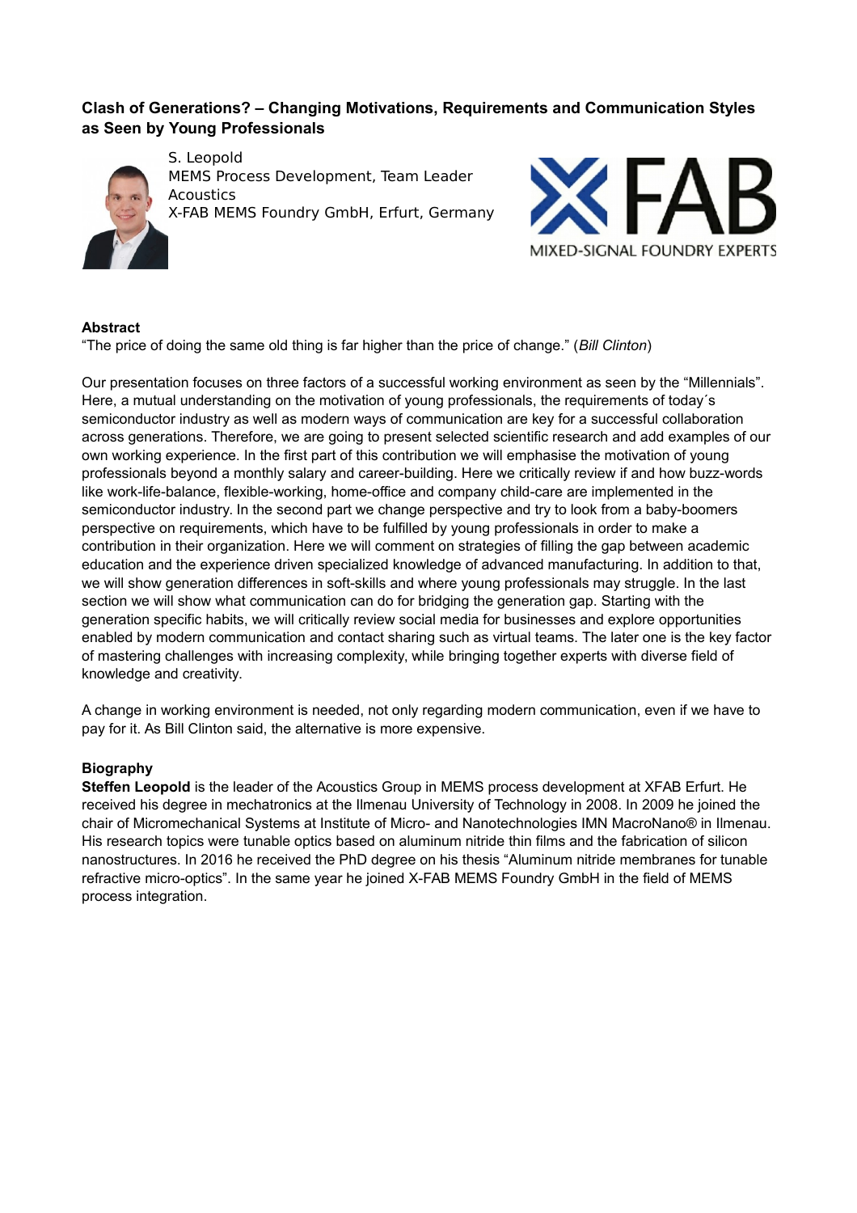### Clash of Generations? – Changing Motivations, Requirements and Communication Styles as Seen by Young Professionals

S. Leopold
MEMS Process Development, Team Leader Acoustics
X-FAB MEMS Foundry GmbH, Erfurt, Germany

X FAB
MIXED-SIGNAL FOUNDRY EXPERTS

**Abstract**

"The price of doing the same old thing is far higher than the price of change." (*Bill Clinton*)

Our presentation focuses on three factors of a successful working environment as seen by the "Millennials". Here, a mutual understanding on the motivation of young professionals, the requirements of today´s semiconductor industry as well as modern ways of communication are key for a successful collaboration across generations. Therefore, we are going to present selected scientific research and add examples of our own working experience. In the first part of this contribution we will emphasise the motivation of young professionals beyond a monthly salary and career-building. Here we critically review if and how buzz-words like work-life-balance, flexible-working, home-office and company child-care are implemented in the semiconductor industry. In the second part we change perspective and try to look from a baby-boomers perspective on requirements, which have to be fulfilled by young professionals in order to make a contribution in their organization. Here we will comment on strategies of filling the gap between academic education and the experience driven specialized knowledge of advanced manufacturing. In addition to that, we will show generation differences in soft-skills and where young professionals may struggle. In the last section we will show what communication can do for bridging the generation gap. Starting with the generation specific habits, we will critically review social media for businesses and explore opportunities enabled by modern communication and contact sharing such as virtual teams. The later one is the key factor of mastering challenges with increasing complexity, while bringing together experts with diverse field of knowledge and creativity.

A change in working environment is needed, not only regarding modern communication, even if we have to pay for it. As Bill Clinton said, the alternative is more expensive.

**Biography**

**Steffen Leopold** is the leader of the Acoustics Group in MEMS process development at XFAB Erfurt. He received his degree in mechatronics at the Ilmenau University of Technology in 2008. In 2009 he joined the chair of Micromechanical Systems at Institute of Micro- and Nanotechnologies IMN MacroNano® in Ilmenau. His research topics were tunable optics based on aluminum nitride thin films and the fabrication of silicon nanostructures. In 2016 he received the PhD degree on his thesis "Aluminum nitride membranes for tunable refractive micro-optics". In the same year he joined X-FAB MEMS Foundry GmbH in the field of MEMS process integration.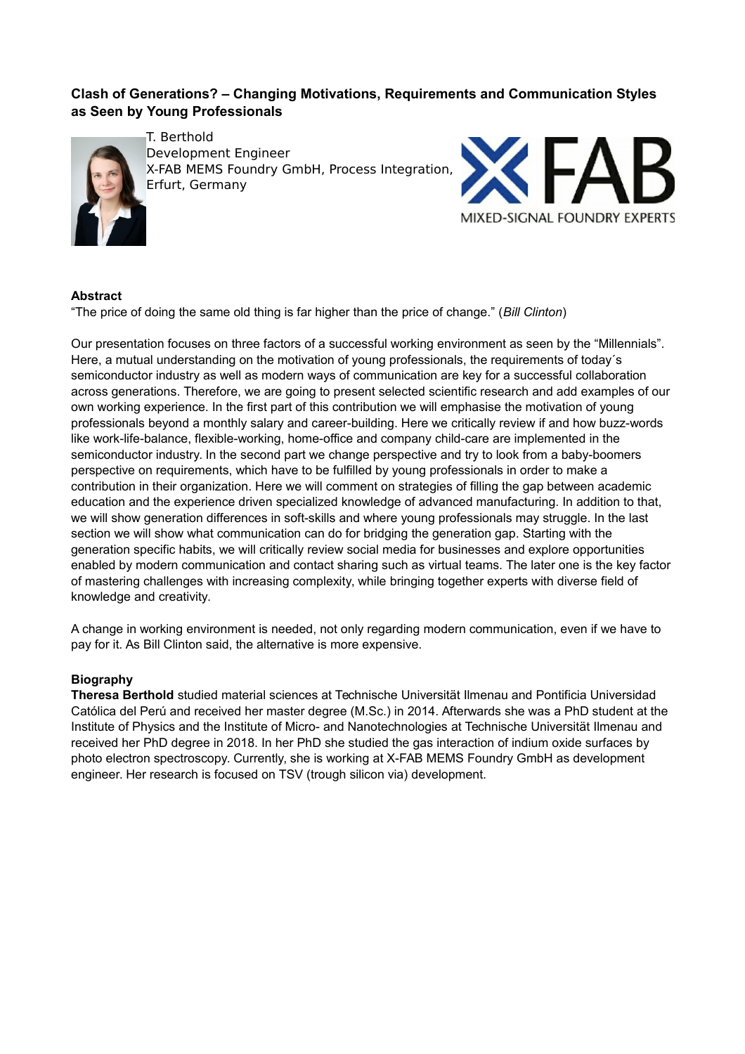## Clash of Generations? – Changing Motivations, Requirements and Communication Styles as Seen by Young Professionals

T. Berthold
Development Engineer
X-FAB MEMS Foundry GmbH, Process Integration,
Erfurt, Germany

### Abstract

"The price of doing the same old thing is far higher than the price of change." (*Bill Clinton*)

Our presentation focuses on three factors of a successful working environment as seen by the "Millennials". Here, a mutual understanding on the motivation of young professionals, the requirements of today´s semiconductor industry as well as modern ways of communication are key for a successful collaboration across generations. Therefore, we are going to present selected scientific research and add examples of our own working experience. In the first part of this contribution we will emphasise the motivation of young professionals beyond a monthly salary and career-building. Here we critically review if and how buzz-words like work-life-balance, flexible-working, home-office and company child-care are implemented in the semiconductor industry. In the second part we change perspective and try to look from a baby-boomers perspective on requirements, which have to be fulfilled by young professionals in order to make a contribution in their organization. Here we will comment on strategies of filling the gap between academic education and the experience driven specialized knowledge of advanced manufacturing. In addition to that, we will show generation differences in soft-skills and where young professionals may struggle. In the last section we will show what communication can do for bridging the generation gap. Starting with the generation specific habits, we will critically review social media for businesses and explore opportunities enabled by modern communication and contact sharing such as virtual teams. The later one is the key factor of mastering challenges with increasing complexity, while bringing together experts with diverse field of knowledge and creativity.

A change in working environment is needed, not only regarding modern communication, even if we have to pay for it. As Bill Clinton said, the alternative is more expensive.

### Biography

**Theresa Berthold** studied material sciences at Technische Universität Ilmenau and Pontificia Universidad Católica del Perú and received her master degree (M.Sc.) in 2014. Afterwards she was a PhD student at the Institute of Physics and the Institute of Micro- and Nanotechnologies at Technische Universität Ilmenau and received her PhD degree in 2018. In her PhD she studied the gas interaction of indium oxide surfaces by photo electron spectroscopy. Currently, she is working at X-FAB MEMS Foundry GmbH as development engineer. Her research is focused on TSV (trough silicon via) development.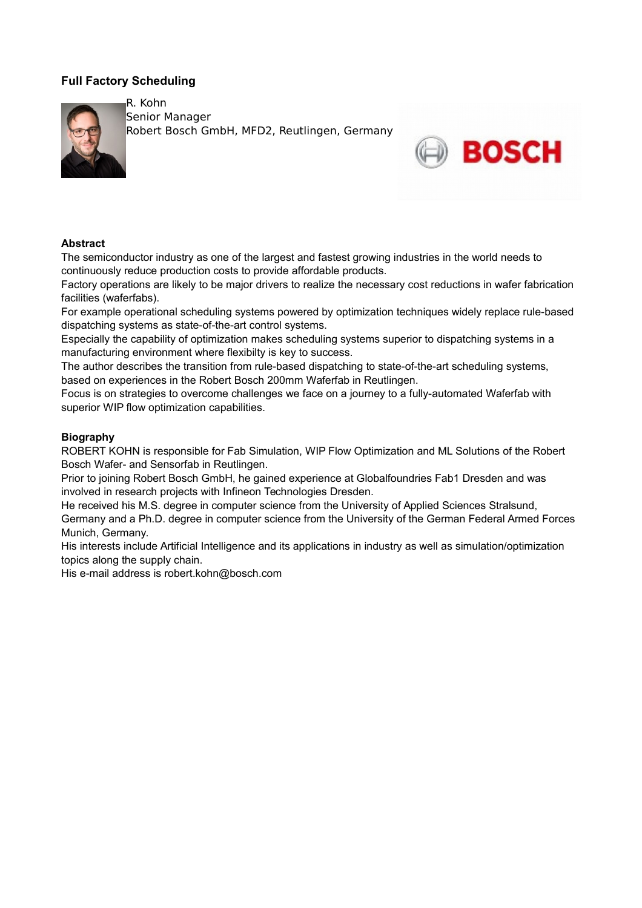## Full Factory Scheduling

R. Kohn
Senior Manager
Robert Bosch GmbH, MFD2, Reutlingen, Germany

### Abstract

The semiconductor industry as one of the largest and fastest growing industries in the world needs to continuously reduce production costs to provide affordable products.

Factory operations are likely to be major drivers to realize the necessary cost reductions in wafer fabrication facilities (waferfabs).

For example operational scheduling systems powered by optimization techniques widely replace rule-based dispatching systems as state-of-the-art control systems.

Especially the capability of optimization makes scheduling systems superior to dispatching systems in a manufacturing environment where flexibilty is key to success.

The author describes the transition from rule-based dispatching to state-of-the-art scheduling systems, based on experiences in the Robert Bosch 200mm Waferfab in Reutlingen.

Focus is on strategies to overcome challenges we face on a journey to a fully-automated Waferfab with superior WIP flow optimization capabilities.

### Biography

ROBERT KOHN is responsible for Fab Simulation, WIP Flow Optimization and ML Solutions of the Robert Bosch Wafer- and Sensorfab in Reutlingen.

Prior to joining Robert Bosch GmbH, he gained experience at Globalfoundries Fab1 Dresden and was involved in research projects with Infineon Technologies Dresden.

He received his M.S. degree in computer science from the University of Applied Sciences Stralsund, Germany and a Ph.D. degree in computer science from the University of the German Federal Armed Forces Munich, Germany.

His interests include Artificial Intelligence and its applications in industry as well as simulation/optimization topics along the supply chain.

His e-mail address is robert.kohn@bosch.com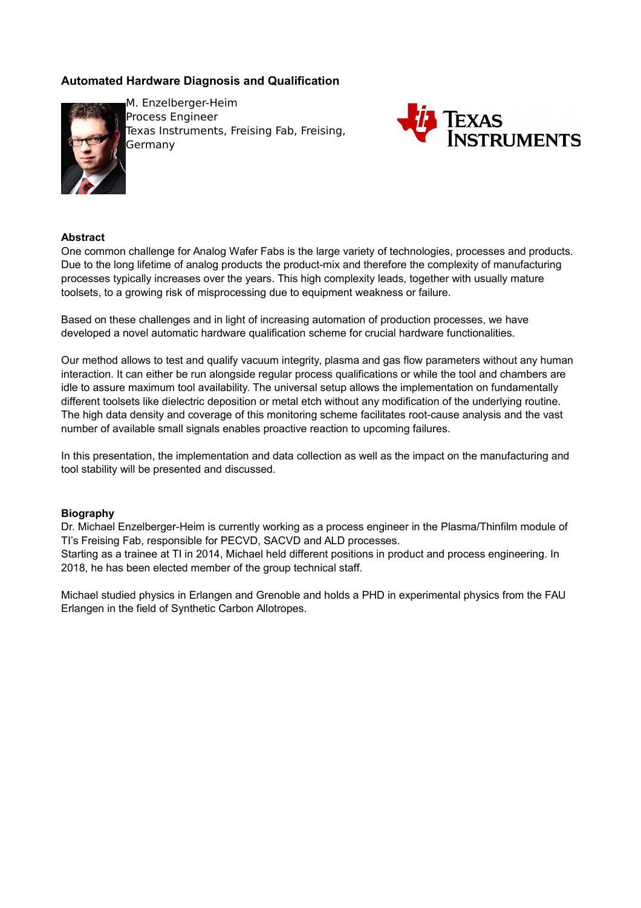## Automated Hardware Diagnosis and Qualification

M. Enzelberger-Heim
Process Engineer
Texas Instruments, Freising Fab, Freising, Germany

### Abstract

One common challenge for Analog Wafer Fabs is the large variety of technologies, processes and products. Due to the long lifetime of analog products the product-mix and therefore the complexity of manufacturing processes typically increases over the years. This high complexity leads, together with usually mature toolsets, to a growing risk of misprocessing due to equipment weakness or failure.

Based on these challenges and in light of increasing automation of production processes, we have developed a novel automatic hardware qualification scheme for crucial hardware functionalities.

Our method allows to test and qualify vacuum integrity, plasma and gas flow parameters without any human interaction. It can either be run alongside regular process qualifications or while the tool and chambers are idle to assure maximum tool availability. The universal setup allows the implementation on fundamentally different toolsets like dielectric deposition or metal etch without any modification of the underlying routine. The high data density and coverage of this monitoring scheme facilitates root-cause analysis and the vast number of available small signals enables proactive reaction to upcoming failures.

In this presentation, the implementation and data collection as well as the impact on the manufacturing and tool stability will be presented and discussed.

### Biography

Dr. Michael Enzelberger-Heim is currently working as a process engineer in the Plasma/Thinfilm module of TI's Freising Fab, responsible for PECVD, SACVD and ALD processes.
Starting as a trainee at TI in 2014, Michael held different positions in product and process engineering. In 2018, he has been elected member of the group technical staff.

Michael studied physics in Erlangen and Grenoble and holds a PHD in experimental physics from the FAU Erlangen in the field of Synthetic Carbon Allotropes.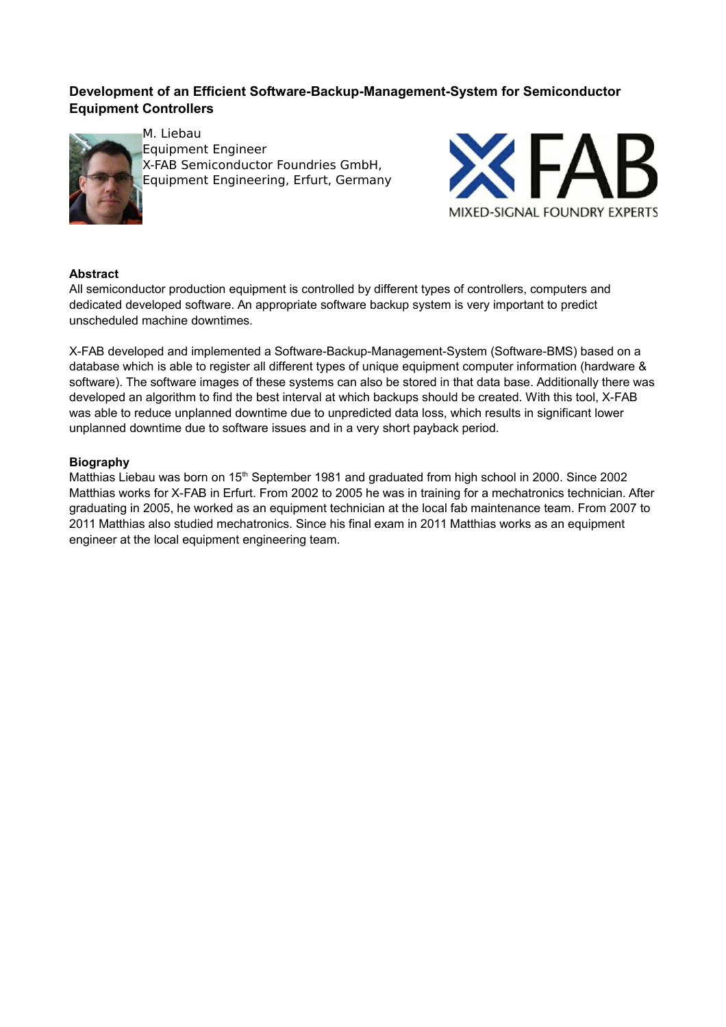### Development of an Efficient Software-Backup-Management-System for Semiconductor Equipment Controllers

M. Liebau
Equipment Engineer
X-FAB Semiconductor Foundries GmbH,
Equipment Engineering, Erfurt, Germany

**Abstract**

All semiconductor production equipment is controlled by different types of controllers, computers and dedicated developed software. An appropriate software backup system is very important to predict unscheduled machine downtimes.

X-FAB developed and implemented a Software-Backup-Management-System (Software-BMS) based on a database which is able to register all different types of unique equipment computer information (hardware & software). The software images of these systems can also be stored in that data base. Additionally there was developed an algorithm to find the best interval at which backups should be created. With this tool, X-FAB was able to reduce unplanned downtime due to unpredicted data loss, which results in significant lower unplanned downtime due to software issues and in a very short payback period.

**Biography**

Matthias Liebau was born on 15th September 1981 and graduated from high school in 2000. Since 2002 Matthias works for X-FAB in Erfurt. From 2002 to 2005 he was in training for a mechatronics technician. After graduating in 2005, he worked as an equipment technician at the local fab maintenance team. From 2007 to 2011 Matthias also studied mechatronics. Since his final exam in 2011 Matthias works as an equipment engineer at the local equipment engineering team.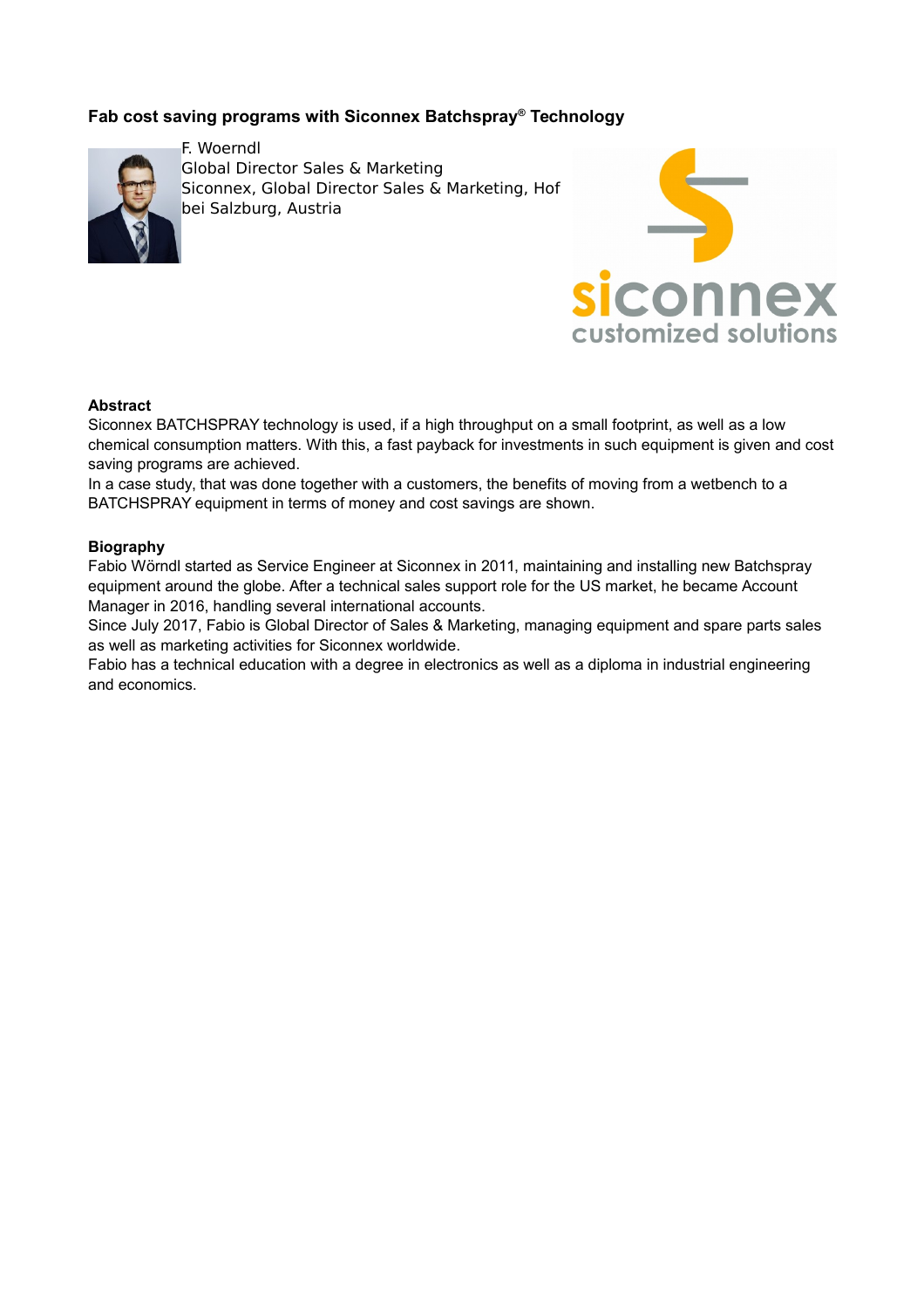## Fab cost saving programs with Siconnex Batchspray® Technology

F. Woerndl
Global Director Sales & Marketing
Siconnex, Global Director Sales & Marketing, Hof bei Salzburg, Austria

siconnex
customized solutions

### Abstract

Siconnex BATCHSPRAY technology is used, if a high throughput on a small footprint, as well as a low chemical consumption matters. With this, a fast payback for investments in such equipment is given and cost saving programs are achieved.
In a case study, that was done together with a customers, the benefits of moving from a wetbench to a BATCHSPRAY equipment in terms of money and cost savings are shown.

### Biography

Fabio Wörndl started as Service Engineer at Siconnex in 2011, maintaining and installing new Batchspray equipment around the globe. After a technical sales support role for the US market, he became Account Manager in 2016, handling several international accounts.
Since July 2017, Fabio is Global Director of Sales & Marketing, managing equipment and spare parts sales as well as marketing activities for Siconnex worldwide.
Fabio has a technical education with a degree in electronics as well as a diploma in industrial engineering and economics.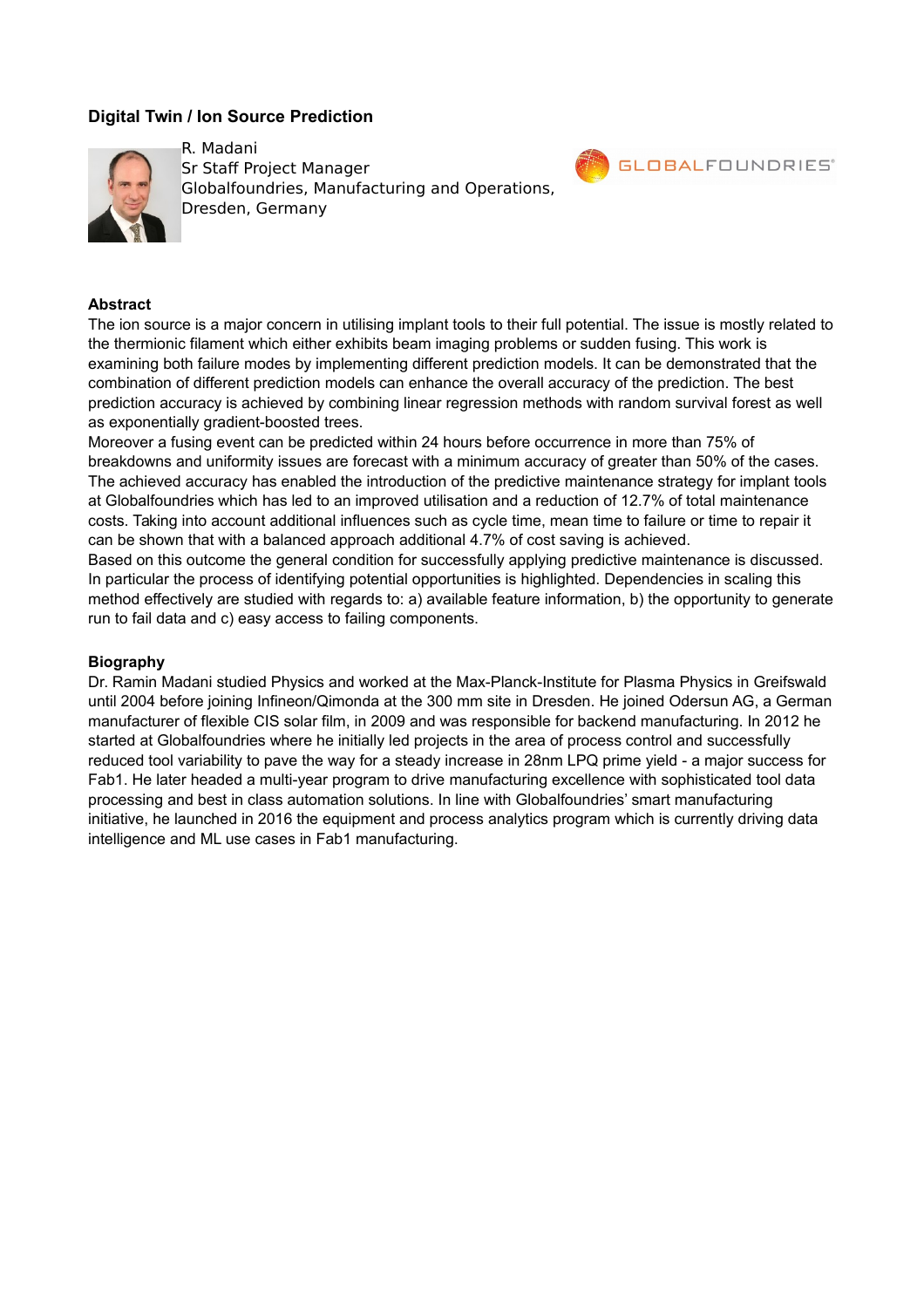## Digital Twin / Ion Source Prediction

R. Madani
Sr Staff Project Manager
Globalfoundries, Manufacturing and Operations,
Dresden, Germany

GLOBALFOUNDRIES®

### Abstract

The ion source is a major concern in utilising implant tools to their full potential. The issue is mostly related to the thermionic filament which either exhibits beam imaging problems or sudden fusing. This work is examining both failure modes by implementing different prediction models. It can be demonstrated that the combination of different prediction models can enhance the overall accuracy of the prediction. The best prediction accuracy is achieved by combining linear regression methods with random survival forest as well as exponentially gradient-boosted trees.

Moreover a fusing event can be predicted within 24 hours before occurrence in more than 75% of breakdowns and uniformity issues are forecast with a minimum accuracy of greater than 50% of the cases. The achieved accuracy has enabled the introduction of the predictive maintenance strategy for implant tools at Globalfoundries which has led to an improved utilisation and a reduction of 12.7% of total maintenance costs. Taking into account additional influences such as cycle time, mean time to failure or time to repair it can be shown that with a balanced approach additional 4.7% of cost saving is achieved.

Based on this outcome the general condition for successfully applying predictive maintenance is discussed. In particular the process of identifying potential opportunities is highlighted. Dependencies in scaling this method effectively are studied with regards to: a) available feature information, b) the opportunity to generate run to fail data and c) easy access to failing components.

### Biography

Dr. Ramin Madani studied Physics and worked at the Max-Planck-Institute for Plasma Physics in Greifswald until 2004 before joining Infineon/Qimonda at the 300 mm site in Dresden. He joined Odersun AG, a German manufacturer of flexible CIS solar film, in 2009 and was responsible for backend manufacturing. In 2012 he started at Globalfoundries where he initially led projects in the area of process control and successfully reduced tool variability to pave the way for a steady increase in 28nm LPQ prime yield - a major success for Fab1. He later headed a multi-year program to drive manufacturing excellence with sophisticated tool data processing and best in class automation solutions. In line with Globalfoundries' smart manufacturing initiative, he launched in 2016 the equipment and process analytics program which is currently driving data intelligence and ML use cases in Fab1 manufacturing.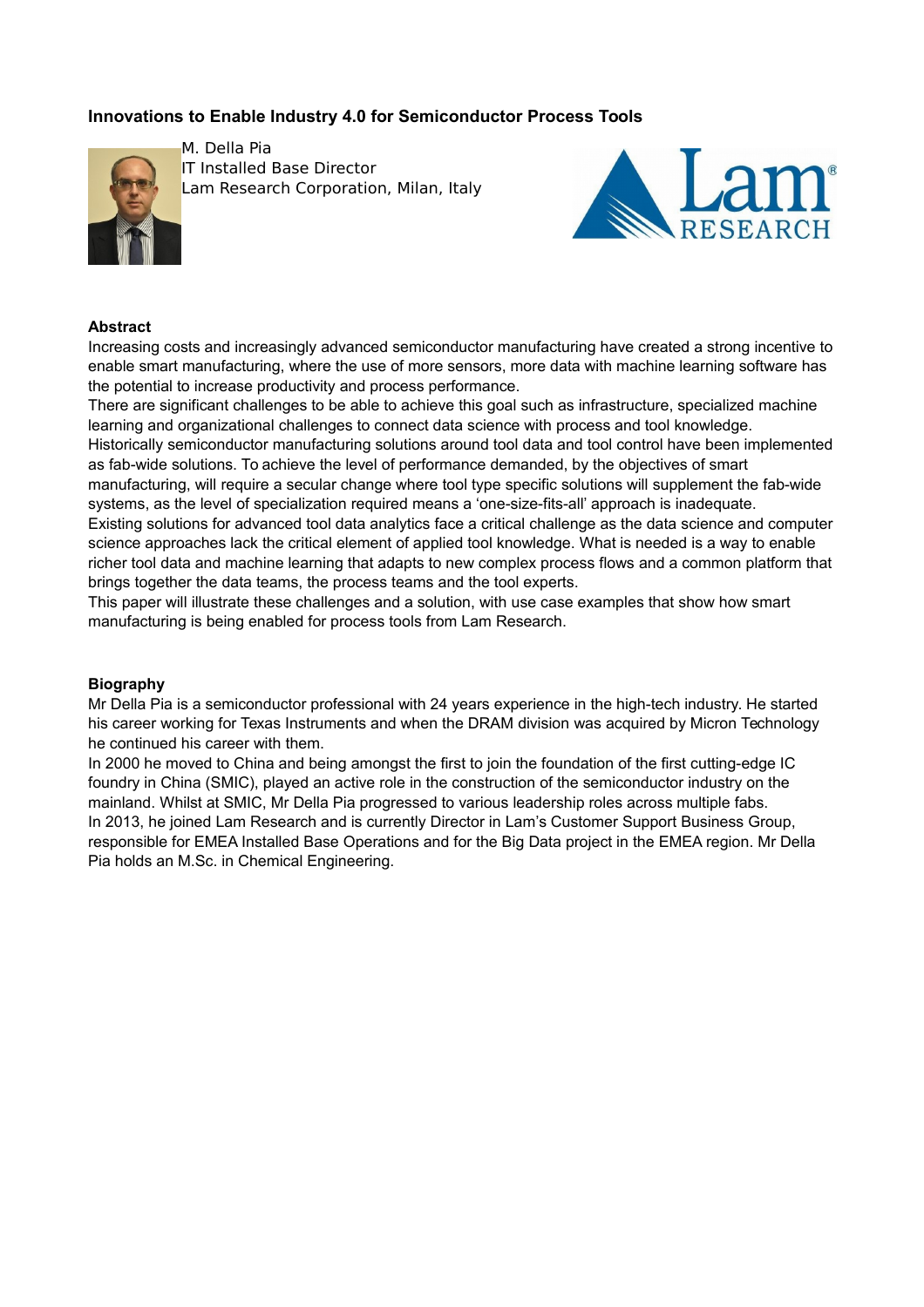## Innovations to Enable Industry 4.0 for Semiconductor Process Tools

M. Della Pia
IT Installed Base Director
Lam Research Corporation, Milan, Italy

### Abstract

Increasing costs and increasingly advanced semiconductor manufacturing have created a strong incentive to enable smart manufacturing, where the use of more sensors, more data with machine learning software has the potential to increase productivity and process performance.
There are significant challenges to be able to achieve this goal such as infrastructure, specialized machine learning and organizational challenges to connect data science with process and tool knowledge.
Historically semiconductor manufacturing solutions around tool data and tool control have been implemented as fab-wide solutions. To achieve the level of performance demanded, by the objectives of smart manufacturing, will require a secular change where tool type specific solutions will supplement the fab-wide systems, as the level of specialization required means a 'one-size-fits-all' approach is inadequate.
Existing solutions for advanced tool data analytics face a critical challenge as the data science and computer science approaches lack the critical element of applied tool knowledge. What is needed is a way to enable richer tool data and machine learning that adapts to new complex process flows and a common platform that brings together the data teams, the process teams and the tool experts.
This paper will illustrate these challenges and a solution, with use case examples that show how smart manufacturing is being enabled for process tools from Lam Research.

### Biography

Mr Della Pia is a semiconductor professional with 24 years experience in the high-tech industry. He started his career working for Texas Instruments and when the DRAM division was acquired by Micron Technology he continued his career with them.
In 2000 he moved to China and being amongst the first to join the foundation of the first cutting-edge IC foundry in China (SMIC), played an active role in the construction of the semiconductor industry on the mainland. Whilst at SMIC, Mr Della Pia progressed to various leadership roles across multiple fabs.
In 2013, he joined Lam Research and is currently Director in Lam's Customer Support Business Group, responsible for EMEA Installed Base Operations and for the Big Data project in the EMEA region. Mr Della Pia holds an M.Sc. in Chemical Engineering.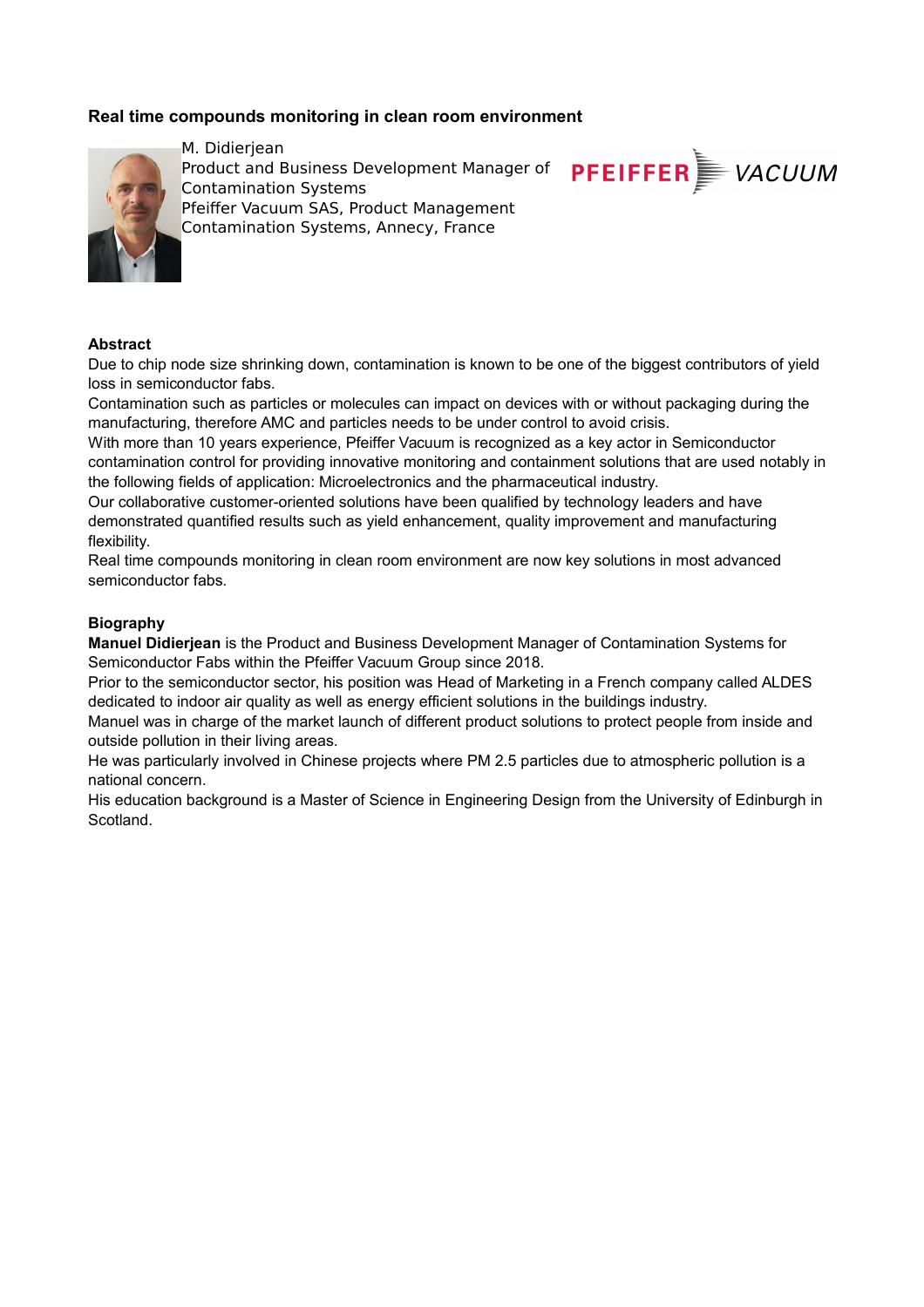### Real time compounds monitoring in clean room environment

M. Didierjean
Product and Business Development Manager of Contamination Systems
Pfeiffer Vacuum SAS, Product Management Contamination Systems, Annecy, France

PFEIFFER VACUUM

**Abstract**

Due to chip node size shrinking down, contamination is known to be one of the biggest contributors of yield loss in semiconductor fabs.
Contamination such as particles or molecules can impact on devices with or without packaging during the manufacturing, therefore AMC and particles needs to be under control to avoid crisis.
With more than 10 years experience, Pfeiffer Vacuum is recognized as a key actor in Semiconductor contamination control for providing innovative monitoring and containment solutions that are used notably in the following fields of application: Microelectronics and the pharmaceutical industry.
Our collaborative customer-oriented solutions have been qualified by technology leaders and have demonstrated quantified results such as yield enhancement, quality improvement and manufacturing flexibility.
Real time compounds monitoring in clean room environment are now key solutions in most advanced semiconductor fabs.

**Biography**

**Manuel Didierjean** is the Product and Business Development Manager of Contamination Systems for Semiconductor Fabs within the Pfeiffer Vacuum Group since 2018.
Prior to the semiconductor sector, his position was Head of Marketing in a French company called ALDES dedicated to indoor air quality as well as energy efficient solutions in the buildings industry.
Manuel was in charge of the market launch of different product solutions to protect people from inside and outside pollution in their living areas.
He was particularly involved in Chinese projects where PM 2.5 particles due to atmospheric pollution is a national concern.
His education background is a Master of Science in Engineering Design from the University of Edinburgh in Scotland.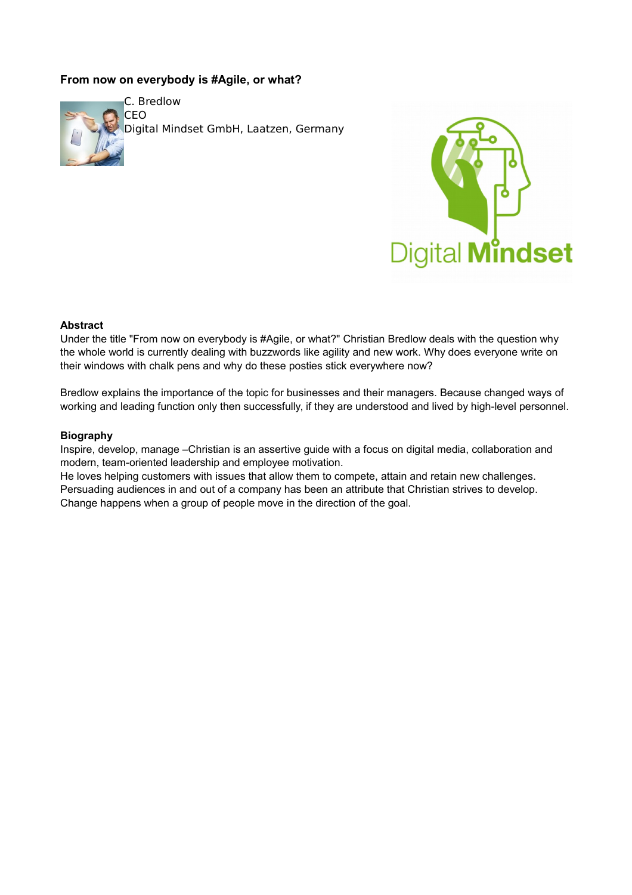## From now on everybody is #Agile, or what?

C. Bredlow
CEO
Digital Mindset GmbH, Laatzen, Germany

Digital Mindset

### Abstract

Under the title "From now on everybody is #Agile, or what?" Christian Bredlow deals with the question why the whole world is currently dealing with buzzwords like agility and new work. Why does everyone write on their windows with chalk pens and why do these posties stick everywhere now?

Bredlow explains the importance of the topic for businesses and their managers. Because changed ways of working and leading function only then successfully, if they are understood and lived by high-level personnel.

### Biography

Inspire, develop, manage –Christian is an assertive guide with a focus on digital media, collaboration and modern, team-oriented leadership and employee motivation.
He loves helping customers with issues that allow them to compete, attain and retain new challenges. Persuading audiences in and out of a company has been an attribute that Christian strives to develop. Change happens when a group of people move in the direction of the goal.